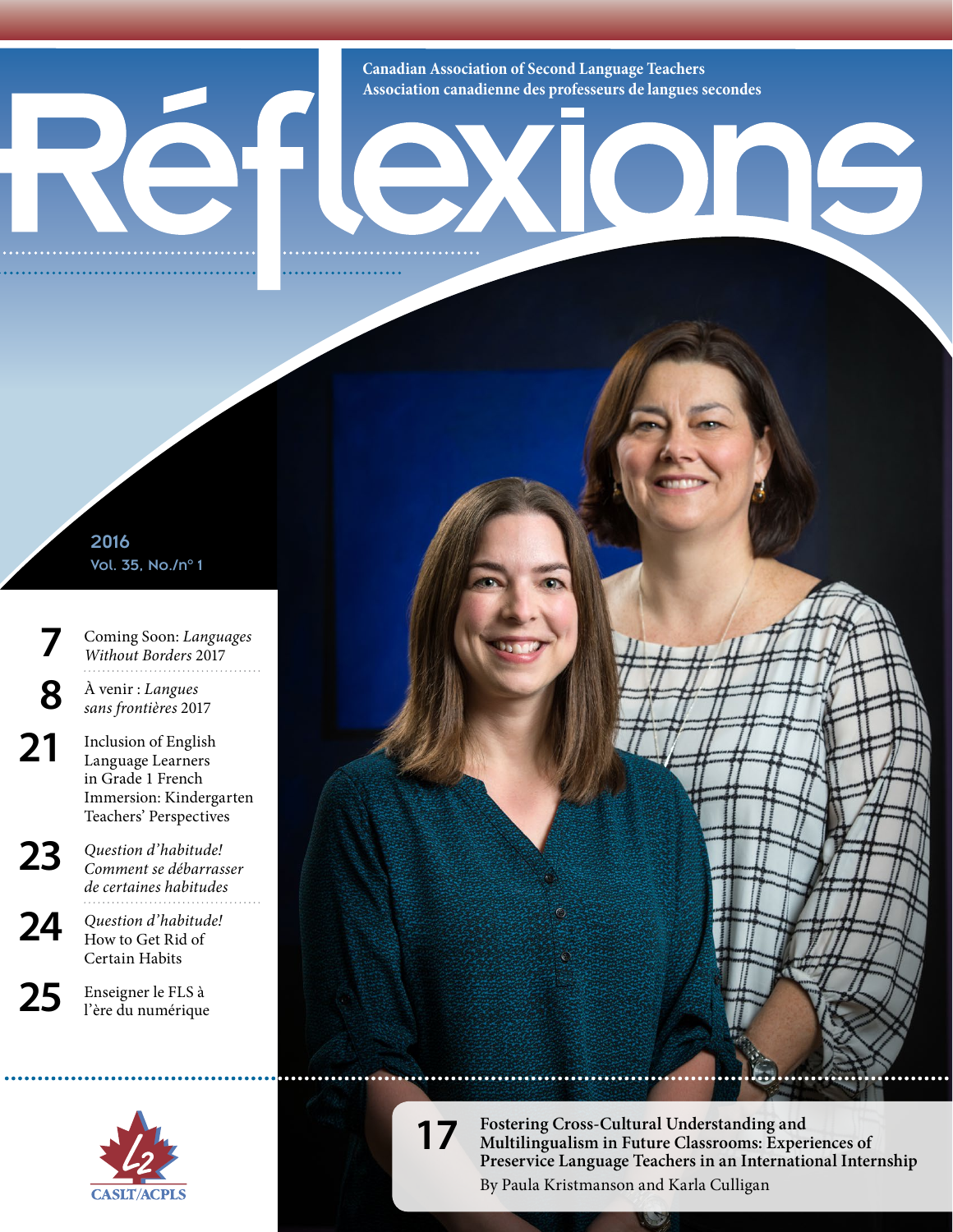Canadian Association of Second Language Teachers
Association canadienne des professeurs de langues secondes

# Réflexions

2016
Vol. 35, No./nº 1

**7** Coming Soon: *Languages Without Borders* 2017

**8** À venir : *Langues sans frontières* 2017

**21** Inclusion of English Language Learners in Grade 1 French Immersion: Kindergarten Teachers' Perspectives

**23** *Question d'habitude! Comment se débarrasser de certaines habitudes*

**24** *Question d'habitude!* How to Get Rid of Certain Habits

**25** Enseigner le FLS à l'ère du numérique

**17** **Fostering Cross-Cultural Understanding and Multilingualism in Future Classrooms: Experiences of Preservice Language Teachers in an International Internship**
By Paula Kristmanson and Karla Culligan

CASLT/ACPLS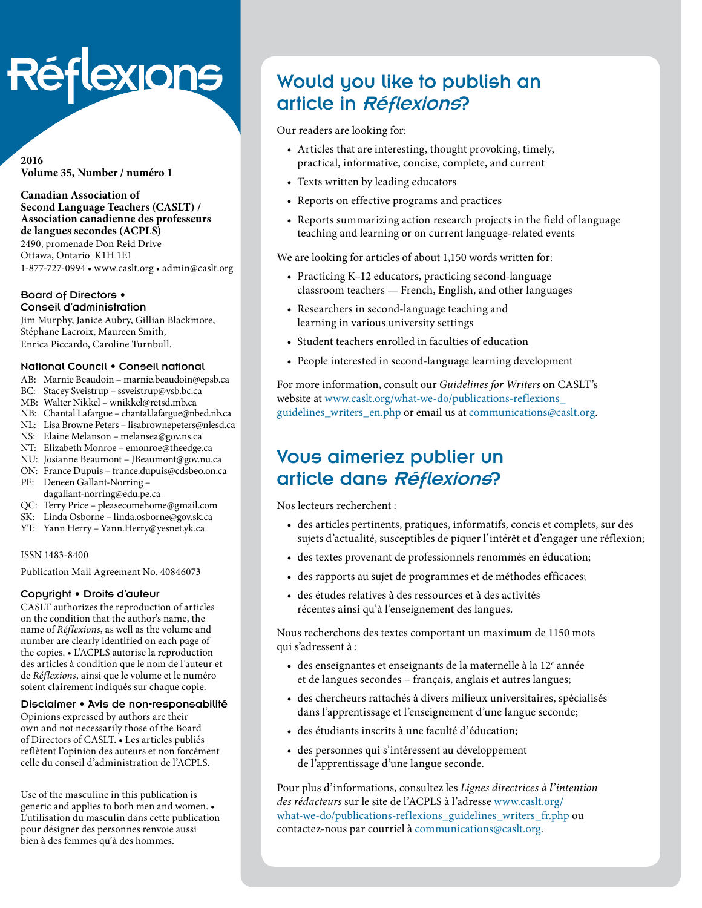# Réflexions

**2016**
**Volume 35, Number / numéro 1**

**Canadian Association of Second Language Teachers (CASLT) / Association canadienne des professeurs de langues secondes (ACPLS)**
2490, promenade Don Reid Drive
Ottawa, Ontario K1H 1E1
1-877-727-0994 • www.caslt.org • admin@caslt.org

### Board of Directors • Conseil d'administration

Jim Murphy, Janice Aubry, Gillian Blackmore, Stéphane Lacroix, Maureen Smith, Enrica Piccardo, Caroline Turnbull.

### National Council • Conseil national

AB: Marnie Beaudoin – marnie.beaudoin@epsb.ca
BC: Stacey Sveistrup – ssveistrup@vsb.bc.ca
MB: Walter Nikkel – wnikkel@retsd.mb.ca
NB: Chantal Lafargue – chantal.lafargue@nbed.nb.ca
NL: Lisa Browne Peters – lisabrownepeters@nlesd.ca
NS: Elaine Melanson – melansea@gov.ns.ca
NT: Elizabeth Monroe – emonroe@theedge.ca
NU: Josianne Beaumont – JBeaumont@gov.nu.ca
ON: France Dupuis – france.dupuis@cdsbeo.on.ca
PE: Deneen Gallant-Norring – dagallant-norring@edu.pe.ca
QC: Terry Price – pleasecomehome@gmail.com
SK: Linda Osborne – linda.osborne@gov.sk.ca
YT: Yann Herry – Yann.Herry@yesnet.yk.ca

ISSN 1483-8400

Publication Mail Agreement No. 40846073

### Copyright • Droits d'auteur

CASLT authorizes the reproduction of articles on the condition that the author's name, the name of *Réflexions*, as well as the volume and number are clearly identified on each page of the copies. • L'ACPLS autorise la reproduction des articles à condition que le nom de l'auteur et de *Réflexions*, ainsi que le volume et le numéro soient clairement indiqués sur chaque copie.

### Disclaimer • Avis de non-responsabilité

Opinions expressed by authors are their own and not necessarily those of the Board of Directors of CASLT. • Les articles publiés reflètent l'opinion des auteurs et non forcément celle du conseil d'administration de l'ACPLS.

Use of the masculine in this publication is generic and applies to both men and women. • L'utilisation du masculin dans cette publication pour désigner des personnes renvoie aussi bien à des femmes qu'à des hommes.

## Would you like to publish an article in *Réflexions*?

Our readers are looking for:

- Articles that are interesting, thought provoking, timely, practical, informative, concise, complete, and current
- Texts written by leading educators
- Reports on effective programs and practices
- Reports summarizing action research projects in the field of language teaching and learning or on current language-related events

We are looking for articles of about 1,150 words written for:

- Practicing K–12 educators, practicing second-language classroom teachers — French, English, and other languages
- Researchers in second-language teaching and learning in various university settings
- Student teachers enrolled in faculties of education
- People interested in second-language learning development

For more information, consult our *Guidelines for Writers* on CASLT's website at www.caslt.org/what-we-do/publications-reflexions_guidelines_writers_en.php or email us at communications@caslt.org.

## Vous aimeriez publier un article dans *Réflexions*?

Nos lecteurs recherchent :

- des articles pertinents, pratiques, informatifs, concis et complets, sur des sujets d'actualité, susceptibles de piquer l'intérêt et d'engager une réflexion;
- des textes provenant de professionnels renommés en éducation;
- des rapports au sujet de programmes et de méthodes efficaces;
- des études relatives à des ressources et à des activités récentes ainsi qu'à l'enseignement des langues.

Nous recherchons des textes comportant un maximum de 1150 mots qui s'adressent à :

- des enseignantes et enseignants de la maternelle à la 12e année et de langues secondes – français, anglais et autres langues;
- des chercheurs rattachés à divers milieux universitaires, spécialisés dans l'apprentissage et l'enseignement d'une langue seconde;
- des étudiants inscrits à une faculté d'éducation;
- des personnes qui s'intéressent au développement de l'apprentissage d'une langue seconde.

Pour plus d'informations, consultez les *Lignes directrices à l'intention des rédacteurs* sur le site de l'ACPLS à l'adresse www.caslt.org/what-we-do/publications-reflexions_guidelines_writers_fr.php ou contactez-nous par courriel à communications@caslt.org.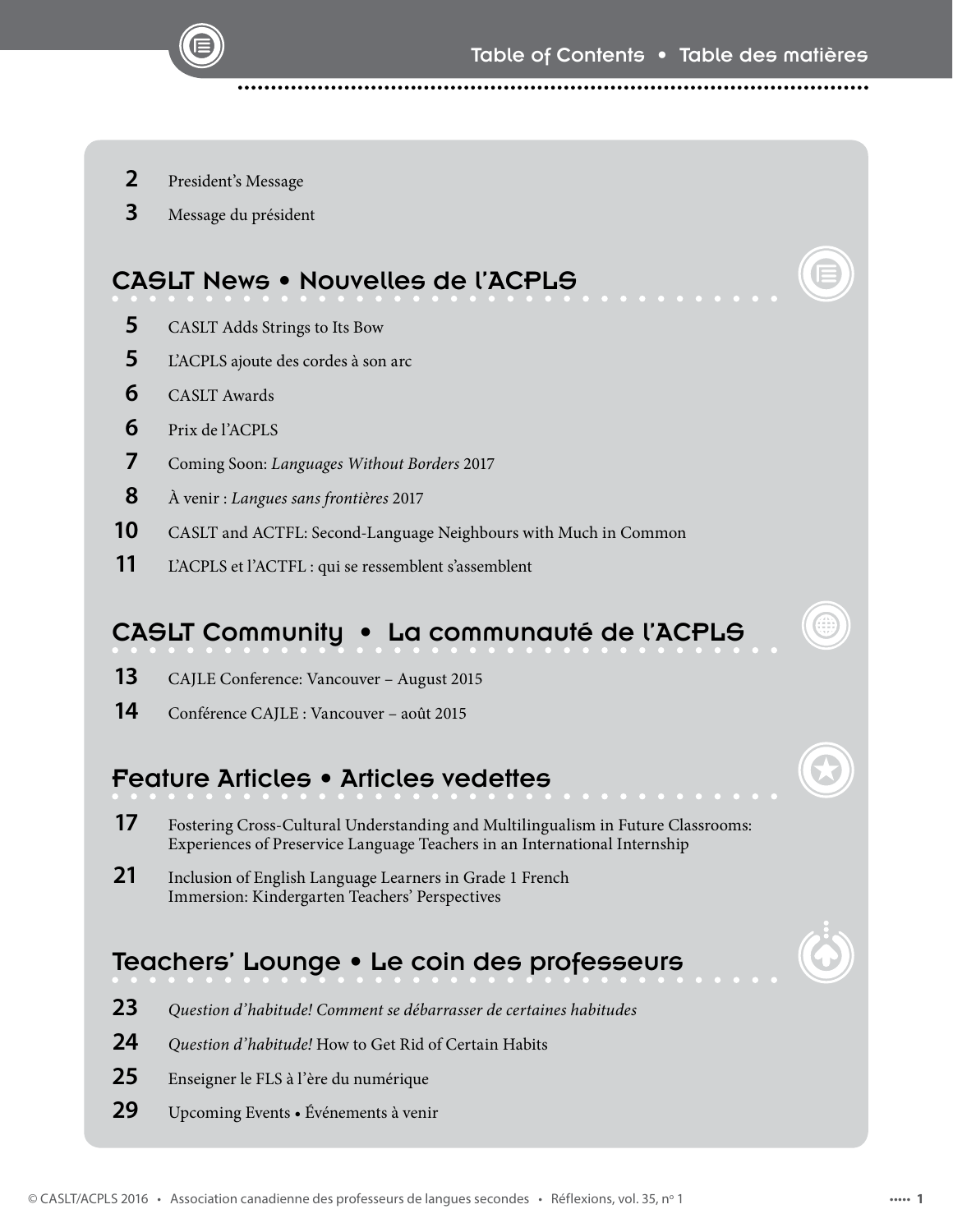# Table of Contents • Table des matières

- **2** President's Message
- **3** Message du président

## CASLT News • Nouvelles de l'ACPLS

- **5** CASLT Adds Strings to Its Bow
- **5** L'ACPLS ajoute des cordes à son arc
- **6** CASLT Awards
- **6** Prix de l'ACPLS
- **7** Coming Soon: *Languages Without Borders* 2017
- **8** À venir : *Langues sans frontières* 2017
- **10** CASLT and ACTFL: Second-Language Neighbours with Much in Common
- **11** L'ACPLS et l'ACTFL : qui se ressemblent s'assemblent

## CASLT Community • La communauté de l'ACPLS

- **13** CAJLE Conference: Vancouver – August 2015
- **14** Conférence CAJLE : Vancouver – août 2015

## Feature Articles • Articles vedettes

- **17** Fostering Cross-Cultural Understanding and Multilingualism in Future Classrooms: Experiences of Preservice Language Teachers in an International Internship
- **21** Inclusion of English Language Learners in Grade 1 French Immersion: Kindergarten Teachers' Perspectives

## Teachers' Lounge • Le coin des professeurs

- **23** *Question d'habitude! Comment se débarrasser de certaines habitudes*
- **24** *Question d'habitude!* How to Get Rid of Certain Habits
- **25** Enseigner le FLS à l'ère du numérique
- **29** Upcoming Events • Événements à venir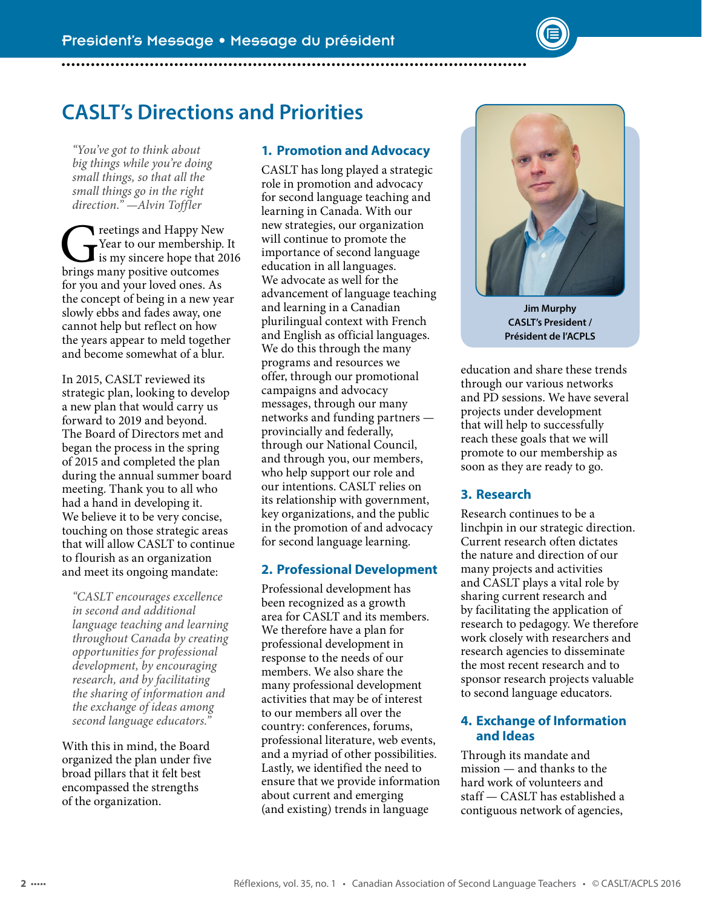# CASLT's Directions and Priorities

*"You've got to think about big things while you're doing small things, so that all the small things go in the right direction." —Alvin Toffler*

Greetings and Happy New Year to our membership. It is my sincere hope that 2016 brings many positive outcomes for you and your loved ones. As the concept of being in a new year slowly ebbs and fades away, one cannot help but reflect on how the years appear to meld together and become somewhat of a blur.

In 2015, CASLT reviewed its strategic plan, looking to develop a new plan that would carry us forward to 2019 and beyond. The Board of Directors met and began the process in the spring of 2015 and completed the plan during the annual summer board meeting. Thank you to all who had a hand in developing it. We believe it to be very concise, touching on those strategic areas that will allow CASLT to continue to flourish as an organization and meet its ongoing mandate:

*"CASLT encourages excellence in second and additional language teaching and learning throughout Canada by creating opportunities for professional development, by encouraging research, and by facilitating the sharing of information and the exchange of ideas among second language educators."*

With this in mind, the Board organized the plan under five broad pillars that it felt best encompassed the strengths of the organization.

## 1. Promotion and Advocacy

CASLT has long played a strategic role in promotion and advocacy for second language teaching and learning in Canada. With our new strategies, our organization will continue to promote the importance of second language education in all languages. We advocate as well for the advancement of language teaching and learning in a Canadian plurilingual context with French and English as official languages. We do this through the many programs and resources we offer, through our promotional campaigns and advocacy messages, through our many networks and funding partners — provincially and federally, through our National Council, and through you, our members, who help support our role and our intentions. CASLT relies on its relationship with government, key organizations, and the public in the promotion of and advocacy for second language learning.

## 2. Professional Development

Professional development has been recognized as a growth area for CASLT and its members. We therefore have a plan for professional development in response to the needs of our members. We also share the many professional development activities that may be of interest to our members all over the country: conferences, forums, professional literature, web events, and a myriad of other possibilities. Lastly, we identified the need to ensure that we provide information about current and emerging (and existing) trends in language education and share these trends through our various networks and PD sessions. We have several projects under development that will help to successfully reach these goals that we will promote to our membership as soon as they are ready to go.

**Jim Murphy**
**CASLT's President / Président de l'ACPLS**

## 3. Research

Research continues to be a linchpin in our strategic direction. Current research often dictates the nature and direction of our many projects and activities and CASLT plays a vital role by sharing current research and by facilitating the application of research to pedagogy. We therefore work closely with researchers and research agencies to disseminate the most recent research and to sponsor research projects valuable to second language educators.

## 4. Exchange of Information and Ideas

Through its mandate and mission — and thanks to the hard work of volunteers and staff — CASLT has established a contiguous network of agencies,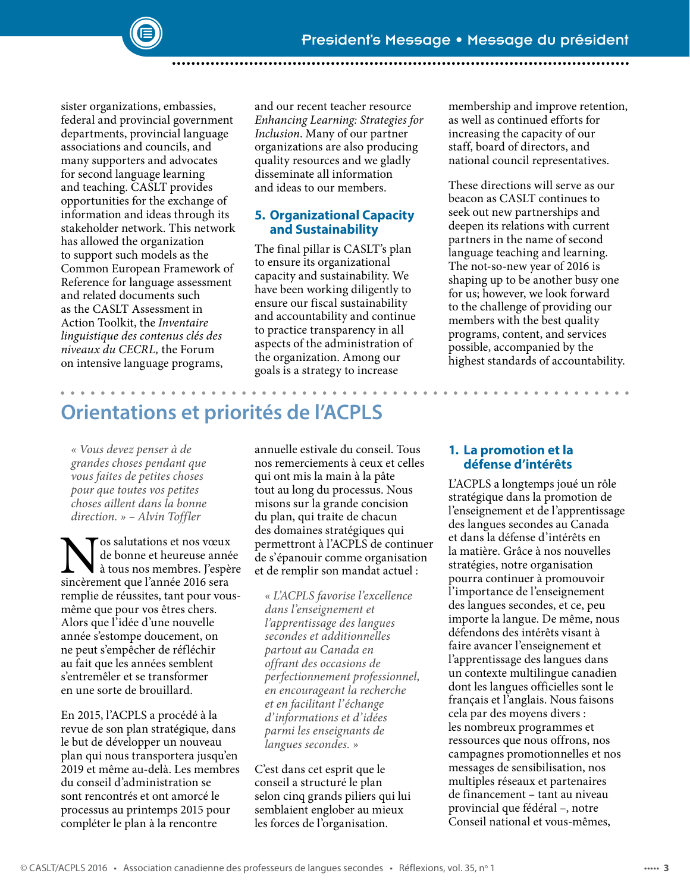sister organizations, embassies, federal and provincial government departments, provincial language associations and councils, and many supporters and advocates for second language learning and teaching. CASLT provides opportunities for the exchange of information and ideas through its stakeholder network. This network has allowed the organization to support such models as the Common European Framework of Reference for language assessment and related documents such as the CASLT Assessment in Action Toolkit, the *Inventaire linguistique des contenus clés des niveaux du CECRL,* the Forum on intensive language programs, and our recent teacher resource *Enhancing Learning: Strategies for Inclusion*. Many of our partner organizations are also producing quality resources and we gladly disseminate all information and ideas to our members.

### 5. Organizational Capacity and Sustainability

The final pillar is CASLT's plan to ensure its organizational capacity and sustainability. We have been working diligently to ensure our fiscal sustainability and accountability and continue to practice transparency in all aspects of the administration of the organization. Among our goals is a strategy to increase membership and improve retention, as well as continued efforts for increasing the capacity of our staff, board of directors, and national council representatives.

These directions will serve as our beacon as CASLT continues to seek out new partnerships and deepen its relations with current partners in the name of second language teaching and learning. The not-so-new year of 2016 is shaping up to be another busy one for us; however, we look forward to the challenge of providing our members with the best quality programs, content, and services possible, accompanied by the highest standards of accountability.

## Orientations et priorités de l'ACPLS

> *« Vous devez penser à de grandes choses pendant que vous faites de petites choses pour que toutes vos petites choses aillent dans la bonne direction. » – Alvin Toffler*

Nos salutations et nos vœux de bonne et heureuse année à tous nos membres. J'espère sincèrement que l'année 2016 sera remplie de réussites, tant pour vous-même que pour vos êtres chers. Alors que l'idée d'une nouvelle année s'estompe doucement, on ne peut s'empêcher de réfléchir au fait que les années semblent s'entremêler et se transformer en une sorte de brouillard.

En 2015, l'ACPLS a procédé à la revue de son plan stratégique, dans le but de développer un nouveau plan qui nous transportera jusqu'en 2019 et même au-delà. Les membres du conseil d'administration se sont rencontrés et ont amorcé le processus au printemps 2015 pour compléter le plan à la rencontre annuelle estivale du conseil. Tous nos remerciements à ceux et celles qui ont mis la main à la pâte tout au long du processus. Nous misons sur la grande concision du plan, qui traite de chacun des domaines stratégiques qui permettront à l'ACPLS de continuer de s'épanouir comme organisation et de remplir son mandat actuel :

> *« L'ACPLS favorise l'excellence dans l'enseignement et l'apprentissage des langues secondes et additionnelles partout au Canada en offrant des occasions de perfectionnement professionnel, en encourageant la recherche et en facilitant l'échange d'informations et d'idées parmi les enseignants de langues secondes. »*

C'est dans cet esprit que le conseil a structuré le plan selon cinq grands piliers qui lui semblaient englober au mieux les forces de l'organisation.

### 1. La promotion et la défense d'intérêts

L'ACPLS a longtemps joué un rôle stratégique dans la promotion de l'enseignement et de l'apprentissage des langues secondes au Canada et dans la défense d'intérêts en la matière. Grâce à nos nouvelles stratégies, notre organisation pourra continuer à promouvoir l'importance de l'enseignement des langues secondes, et ce, peu importe la langue. De même, nous défendons des intérêts visant à faire avancer l'enseignement et l'apprentissage des langues dans un contexte multilingue canadien dont les langues officielles sont le français et l'anglais. Nous faisons cela par des moyens divers : les nombreux programmes et ressources que nous offrons, nos campagnes promotionnelles et nos messages de sensibilisation, nos multiples réseaux et partenaires de financement – tant au niveau provincial que fédéral –, notre Conseil national et vous-mêmes,